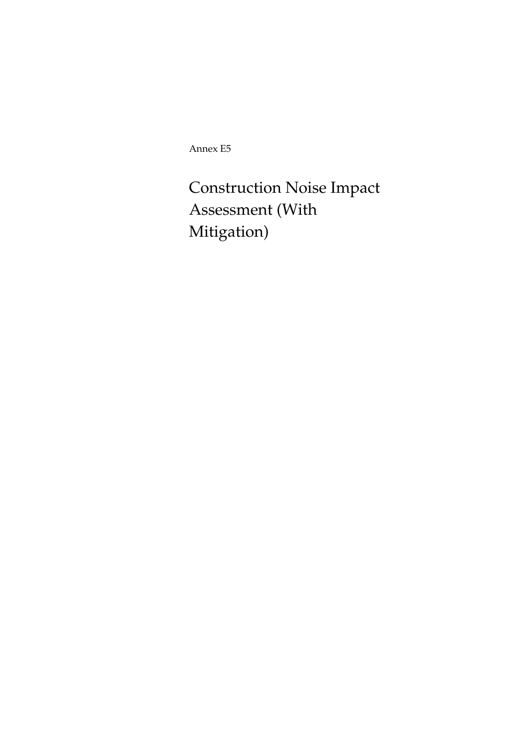Annex E5

# Construction Noise Impact Assessment (With Mitigation)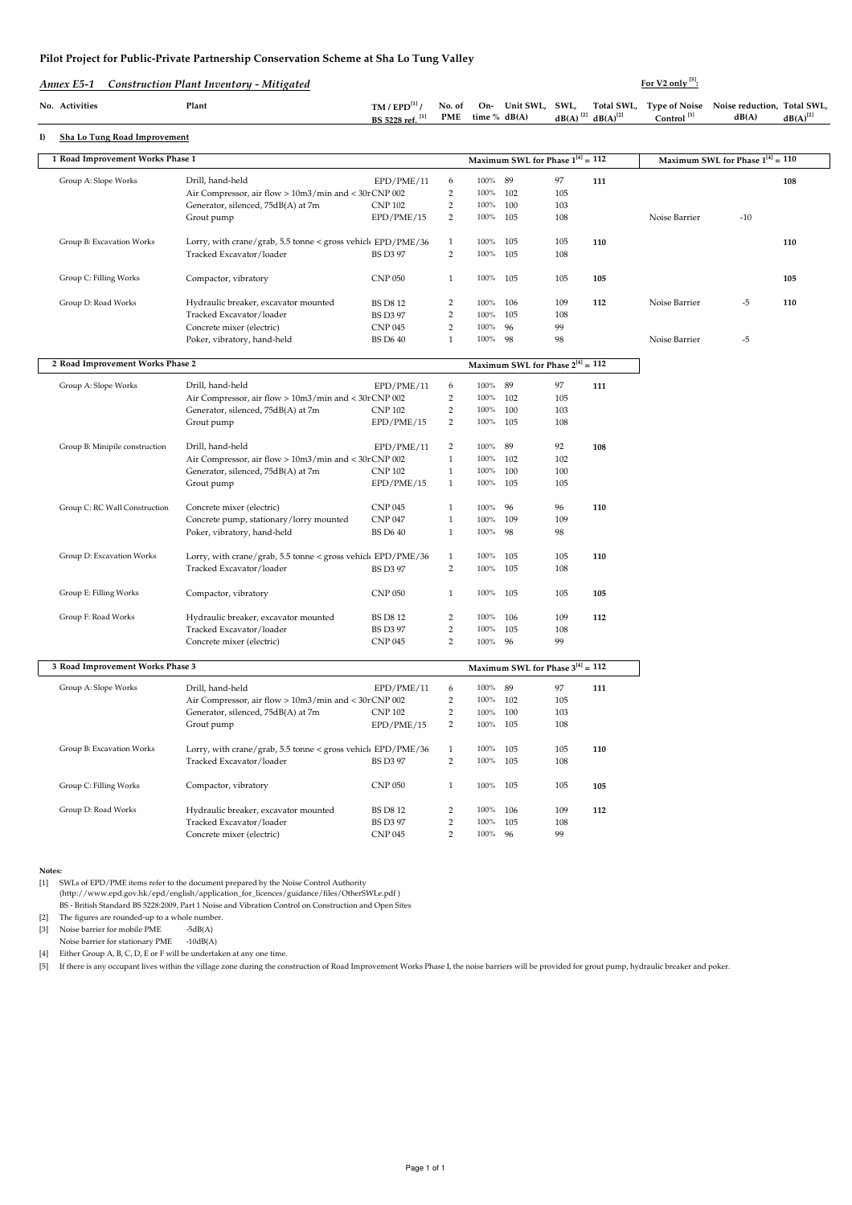**Pilot Project for Public-Private Partnership Conservation Scheme at Sha Lo Tung Valley**

***Annex E5-1 Construction Plant Inventory - Mitigated***

| No. | Activities | Plant | TM / EPD[1] / BS 5228 ref. [1] | No. of PME | On-time % | Unit SWL, dB(A) | SWL, dB(A) [2] | Total SWL, dB(A)[2] | For V2 only [5]: Type of Noise Control [3] | Noise reduction, dB(A) | Total SWL, dB(A)[2] |
|---|---|---|---|---|---|---|---|---|---|---|---|
| I) | **Sha Lo Tung Road Improvement** | | | | | | | | | | |
| **1 Road Improvement Works Phase 1** | | | | | | **Maximum SWL for Phase 1[4] = 112** | | | **Maximum SWL for Phase 1[4] = 110** | | |
| | Group A: Slope Works | Drill, hand-held | EPD/PME/11 | 6 | 100% | 89 | 97 | **111** | | | **108** |
| | | Air Compressor, air flow > 10m3/min and < 30r | CNP 002 | 2 | 100% | 102 | 105 | | | | |
| | | Generator, silenced, 75dB(A) at 7m | CNP 102 | 2 | 100% | 100 | 103 | | | | |
| | | Grout pump | EPD/PME/15 | 2 | 100% | 105 | 108 | | Noise Barrier | -10 | |
| | Group B: Excavation Works | Lorry, with crane/grab, 5.5 tonne < gross vehicl | EPD/PME/36 | 1 | 100% | 105 | 105 | **110** | | | **110** |
| | | Tracked Excavator/loader | BS D3 97 | 2 | 100% | 105 | 108 | | | | |
| | Group C: Filling Works | Compactor, vibratory | CNP 050 | 1 | 100% | 105 | 105 | **105** | | | **105** |
| | Group D: Road Works | Hydraulic breaker, excavator mounted | BS D8 12 | 2 | 100% | 106 | 109 | **112** | Noise Barrier | -5 | **110** |
| | | Tracked Excavator/loader | BS D3 97 | 2 | 100% | 105 | 108 | | | | |
| | | Concrete mixer (electric) | CNP 045 | 2 | 100% | 96 | 99 | | | | |
| | | Poker, vibratory, hand-held | BS D6 40 | 1 | 100% | 98 | 98 | | Noise Barrier | -5 | |
| **2 Road Improvement Works Phase 2** | | | | | | **Maximum SWL for Phase 2[4] = 112** | | | | | |
| | Group A: Slope Works | Drill, hand-held | EPD/PME/11 | 6 | 100% | 89 | 97 | **111** | | | |
| | | Air Compressor, air flow > 10m3/min and < 30r | CNP 002 | 2 | 100% | 102 | 105 | | | | |
| | | Generator, silenced, 75dB(A) at 7m | CNP 102 | 2 | 100% | 100 | 103 | | | | |
| | | Grout pump | EPD/PME/15 | 2 | 100% | 105 | 108 | | | | |
| | Group B: Minipile construction | Drill, hand-held | EPD/PME/11 | 2 | 100% | 89 | 92 | **108** | | | |
| | | Air Compressor, air flow > 10m3/min and < 30r | CNP 002 | 1 | 100% | 102 | 102 | | | | |
| | | Generator, silenced, 75dB(A) at 7m | CNP 102 | 1 | 100% | 100 | 100 | | | | |
| | | Grout pump | EPD/PME/15 | 1 | 100% | 105 | 105 | | | | |
| | Group C: RC Wall Construction | Concrete mixer (electric) | CNP 045 | 1 | 100% | 96 | 96 | **110** | | | |
| | | Concrete pump, stationary/lorry mounted | CNP 047 | 1 | 100% | 109 | 109 | | | | |
| | | Poker, vibratory, hand-held | BS D6 40 | 1 | 100% | 98 | 98 | | | | |
| | Group D: Excavation Works | Lorry, with crane/grab, 5.5 tonne < gross vehicl | EPD/PME/36 | 1 | 100% | 105 | 105 | **110** | | | |
| | | Tracked Excavator/loader | BS D3 97 | 2 | 100% | 105 | 108 | | | | |
| | Group E: Filling Works | Compactor, vibratory | CNP 050 | 1 | 100% | 105 | 105 | **105** | | | |
| | Group F: Road Works | Hydraulic breaker, excavator mounted | BS D8 12 | 2 | 100% | 106 | 109 | **112** | | | |
| | | Tracked Excavator/loader | BS D3 97 | 2 | 100% | 105 | 108 | | | | |
| | | Concrete mixer (electric) | CNP 045 | 2 | 100% | 96 | 99 | | | | |
| **3 Road Improvement Works Phase 3** | | | | | | **Maximum SWL for Phase 3[4] = 112** | | | | | |
| | Group A: Slope Works | Drill, hand-held | EPD/PME/11 | 6 | 100% | 89 | 97 | **111** | | | |
| | | Air Compressor, air flow > 10m3/min and < 30r | CNP 002 | 2 | 100% | 102 | 105 | | | | |
| | | Generator, silenced, 75dB(A) at 7m | CNP 102 | 2 | 100% | 100 | 103 | | | | |
| | | Grout pump | EPD/PME/15 | 2 | 100% | 105 | 108 | | | | |
| | Group B: Excavation Works | Lorry, with crane/grab, 5.5 tonne < gross vehicl | EPD/PME/36 | 1 | 100% | 105 | 105 | **110** | | | |
| | | Tracked Excavator/loader | BS D3 97 | 2 | 100% | 105 | 108 | | | | |
| | Group C: Filling Works | Compactor, vibratory | CNP 050 | 1 | 100% | 105 | 105 | **105** | | | |
| | Group D: Road Works | Hydraulic breaker, excavator mounted | BS D8 12 | 2 | 100% | 106 | 109 | **112** | | | |
| | | Tracked Excavator/loader | BS D3 97 | 2 | 100% | 105 | 108 | | | | |
| | | Concrete mixer (electric) | CNP 045 | 2 | 100% | 96 | 99 | | | | |

**Notes:**

[1] SWLs of EPD/PME items refer to the document prepared by the Noise Control Authority (http://www.epd.gov.hk/epd/english/application_for_licences/guidance/files/OtherSWLe.pdf )
BS - British Standard BS 5228:2009, Part 1 Noise and Vibration Control on Construction and Open Sites

[2] The figures are rounded-up to a whole number.

[3] Noise barrier for mobile PME -5dB(A)
Noise barrier for stationary PME -10dB(A)

[4] Either Group A, B, C, D, E or F will be undertaken at any one time.

[5] If there is any occupant lives within the village zone during the construction of Road Improvement Works Phase I, the noise barriers will be provided for grout pump, hydraulic breaker and poker.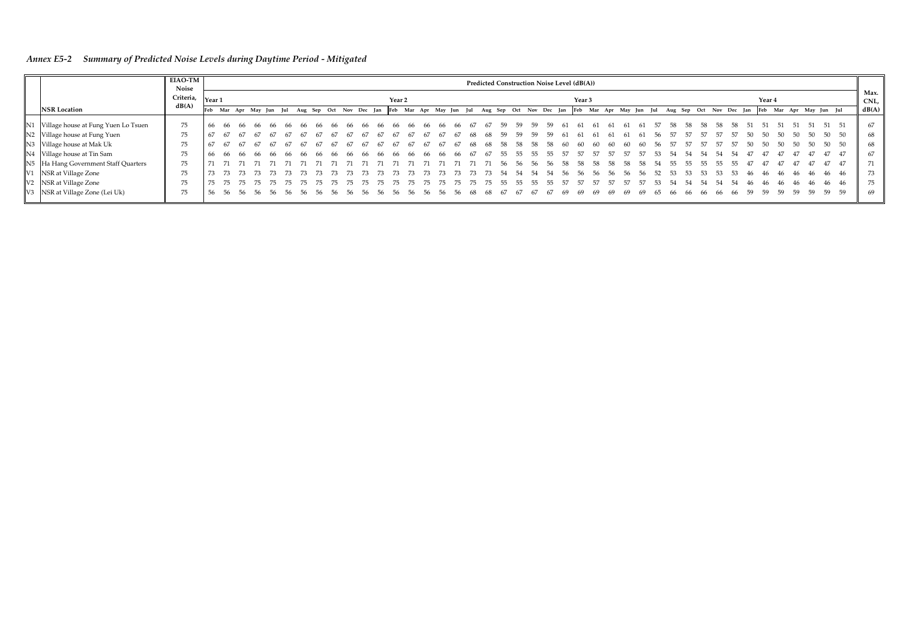*Annex E5-2 Summary of Predicted Noise Levels during Daytime Period - Mitigated*

| | NSR Location | EIAO-TM Noise Criteria, dB(A) | Predicted Construction Noise Level (dB(A)) | | | | | | | | | | | | | | | | | | | | | | | | | | | | | | | | | | | | | | | | | Max. CNL, dB(A) |
|---|---|---|---|---|---|---|---|---|---|---|---|---|---|---|---|---|---|---|---|---|---|---|---|---|---|---|---|---|---|---|---|---|---|---|---|---|---|---|---|---|---|---|---|---|
| | | | Year 1 | | | | | | | | | | | | Year 2 | | | | | | | | | | | | Year 3 | | | | | | | | | | | | Year 4 | | | | | | |
| | | | Feb | Mar | Apr | May | Jun | Jul | Aug | Sep | Oct | Nov | Dec | Jan | Feb | Mar | Apr | May | Jun | Jul | Aug | Sep | Oct | Nov | Dec | Jan | Feb | Mar | Apr | May | Jun | Jul | Aug | Sep | Oct | Nov | Dec | Jan | Feb | Mar | Apr | May | Jun | Jul | |
| N1 | Village house at Fung Yuen Lo Tsuen | 75 | 66 | 66 | 66 | 66 | 66 | 66 | 66 | 66 | 66 | 66 | 66 | 66 | 66 | 66 | 66 | 66 | 67 | 67 | 59 | 59 | 59 | 59 | 61 | 61 | 61 | 61 | 61 | 61 | 61 | 57 | 58 | 58 | 58 | 58 | 58 | 51 | 51 | 51 | 51 | 51 | 51 | 51 | 67 |
| N2 | Village house at Fung Yuen | 75 | 67 | 67 | 67 | 67 | 67 | 67 | 67 | 67 | 67 | 67 | 67 | 67 | 67 | 67 | 67 | 67 | 68 | 68 | 59 | 59 | 59 | 59 | 61 | 61 | 61 | 61 | 61 | 61 | 61 | 56 | 57 | 57 | 57 | 57 | 57 | 50 | 50 | 50 | 50 | 50 | 50 | 50 | 68 |
| N3 | Village house at Mak Uk | 75 | 67 | 67 | 67 | 67 | 67 | 67 | 67 | 67 | 67 | 67 | 67 | 67 | 67 | 67 | 67 | 67 | 68 | 68 | 58 | 58 | 58 | 58 | 60 | 60 | 60 | 60 | 60 | 60 | 60 | 56 | 57 | 57 | 57 | 57 | 57 | 50 | 50 | 50 | 50 | 50 | 50 | 50 | 68 |
| N4 | Village house at Tin Sam | 75 | 66 | 66 | 66 | 66 | 66 | 66 | 66 | 66 | 66 | 66 | 66 | 66 | 66 | 66 | 66 | 66 | 67 | 67 | 55 | 55 | 55 | 55 | 57 | 57 | 57 | 57 | 57 | 57 | 57 | 53 | 54 | 54 | 54 | 54 | 54 | 47 | 47 | 47 | 47 | 47 | 47 | 47 | 67 |
| N5 | Ha Hang Government Staff Quarters | 75 | 71 | 71 | 71 | 71 | 71 | 71 | 71 | 71 | 71 | 71 | 71 | 71 | 71 | 71 | 71 | 71 | 71 | 71 | 56 | 56 | 56 | 56 | 58 | 58 | 58 | 58 | 58 | 58 | 58 | 54 | 55 | 55 | 55 | 55 | 55 | 47 | 47 | 47 | 47 | 47 | 47 | 47 | 71 |
| V1 | NSR at Village Zone | 75 | 73 | 73 | 73 | 73 | 73 | 73 | 73 | 73 | 73 | 73 | 73 | 73 | 73 | 73 | 73 | 73 | 73 | 73 | 54 | 54 | 54 | 54 | 56 | 56 | 56 | 56 | 56 | 56 | 56 | 52 | 53 | 53 | 53 | 53 | 53 | 46 | 46 | 46 | 46 | 46 | 46 | 46 | 73 |
| V2 | NSR at Village Zone | 75 | 75 | 75 | 75 | 75 | 75 | 75 | 75 | 75 | 75 | 75 | 75 | 75 | 75 | 75 | 75 | 75 | 75 | 75 | 55 | 55 | 55 | 55 | 57 | 57 | 57 | 57 | 57 | 57 | 57 | 53 | 54 | 54 | 54 | 54 | 54 | 46 | 46 | 46 | 46 | 46 | 46 | 46 | 75 |
| V3 | NSR at Village Zone (Lei Uk) | 75 | 56 | 56 | 56 | 56 | 56 | 56 | 56 | 56 | 56 | 56 | 56 | 56 | 56 | 56 | 56 | 56 | 68 | 68 | 67 | 67 | 67 | 67 | 69 | 69 | 69 | 69 | 69 | 69 | 69 | 65 | 66 | 66 | 66 | 66 | 66 | 59 | 59 | 59 | 59 | 59 | 59 | 59 | 69 |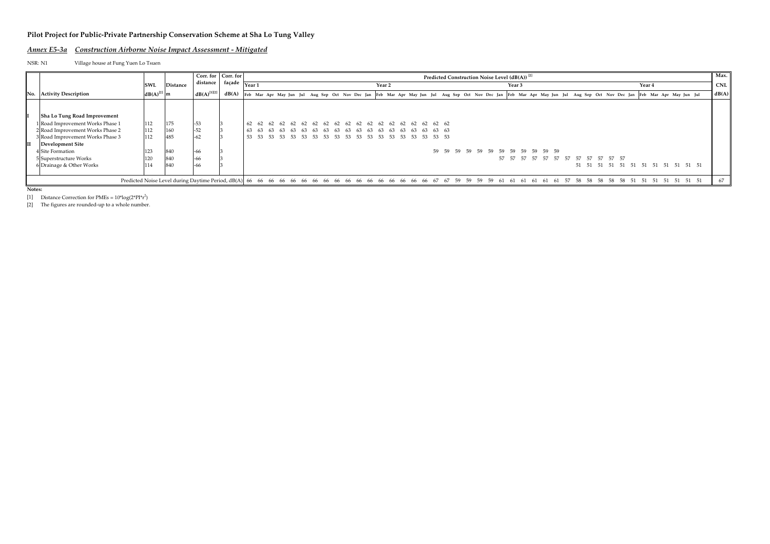**Pilot Project for Public-Private Partnership Conservation Scheme at Sha Lo Tung Valley**

***Annex E5-3a Construction Airborne Noise Impact Assessment - Mitigated***

NSR: N1 Village house at Fung Yuen Lo Tsuen

| No. | Activity Description | SWL | Distance | Corr. for distance | Corr. for façade | Predicted Construction Noise Level (dB(A)) [2] | | | | | | | | | | | | | | | | | | | | | | | | | | | | | | | | | | | | | | | | | | Max. CNL |
|---|---|---|---|---|---|---|---|---|---|---|---|---|---|---|---|---|---|---|---|---|---|---|---|---|---|---|---|---|---|---|---|---|---|---|---|---|---|---|---|---|---|---|---|---|---|---|---|---|
| | | | | | | Year 1 | | | | | | | | | | | | Year 2 | | | | | | | | | | | | Year 3 | | | | | | | | | | | | Year 4 | | | | | | |
| | | dB(A)[2] | m | dB(A)[1][2] | dB(A) | Feb | Mar | Apr | May | Jun | Jul | Aug | Sep | Oct | Nov | Dec | Jan | Feb | Mar | Apr | May | Jun | Jul | Aug | Sep | Oct | Nov | Dec | Jan | Feb | Mar | Apr | May | Jun | Jul | Aug | Sep | Oct | Nov | Dec | Jan | Feb | Mar | Apr | May | Jun | Jul | dB(A) |
| I | **Sha Lo Tung Road Improvement** | | | | | | | | | | | | | | | | | | | | | | | | | | | | | | | | | | | | | | | | | | | | | | | |
| 1 | Road Improvement Works Phase 1 | 112 | 175 | -53 | 3 | 62 | 62 | 62 | 62 | 62 | 62 | 62 | 62 | 62 | 62 | 62 | 62 | 62 | 62 | 62 | 62 | 62 | 62 | 62 | | | | | | | | | | | | | | | | | | | | | | | | |
| 2 | Road Improvement Works Phase 2 | 112 | 160 | -52 | 3 | 63 | 63 | 63 | 63 | 63 | 63 | 63 | 63 | 63 | 63 | 63 | 63 | 63 | 63 | 63 | 63 | 63 | 63 | 63 | | | | | | | | | | | | | | | | | | | | | | | | |
| 3 | Road Improvement Works Phase 3 | 112 | 485 | -62 | 3 | 53 | 53 | 53 | 53 | 53 | 53 | 53 | 53 | 53 | 53 | 53 | 53 | 53 | 53 | 53 | 53 | 53 | 53 | 53 | | | | | | | | | | | | | | | | | | | | | | | | |
| II | **Development Site** | | | | | | | | | | | | | | | | | | | | | | | | | | | | | | | | | | | | | | | | | | | | | | | |
| 4 | Site Formation | 123 | 840 | -66 | 3 | | | | | | | | | | | | | | | | | | 59 | 59 | 59 | 59 | 59 | 59 | 59 | 59 | 59 | 59 | 59 | 59 | 59 | | | | | | | | | | | | | |
| 5 | Superstructure Works | 120 | 840 | -66 | 3 | | | | | | | | | | | | | | | | | | | | | | | | | 57 | 57 | 57 | 57 | 57 | 57 | 57 | 57 | 57 | 57 | 57 | 57 | | | | | | | |
| 6 | Drainage & Other Works | 114 | 840 | -66 | 3 | | | | | | | | | | | | | | | | | | | | | | | | | | | | | | | | 51 | 51 | 51 | 51 | 51 | 51 | 51 | 51 | 51 | 51 | 51 | |
| | Predicted Noise Level during Daytime Period, dB(A) | | | | | 66 | 66 | 66 | 66 | 66 | 66 | 66 | 66 | 66 | 66 | 66 | 66 | 66 | 66 | 66 | 66 | 66 | 67 | 67 | 59 | 59 | 59 | 59 | 59 | 61 | 61 | 61 | 61 | 61 | 61 | 57 | 58 | 58 | 58 | 58 | 58 | 51 | 51 | 51 | 51 | 51 | 51 | 67 |

**Notes:**

[1] Distance Correction for PMEs = $10*\log(2*PI*r^2)$

[2] The figures are rounded-up to a whole number.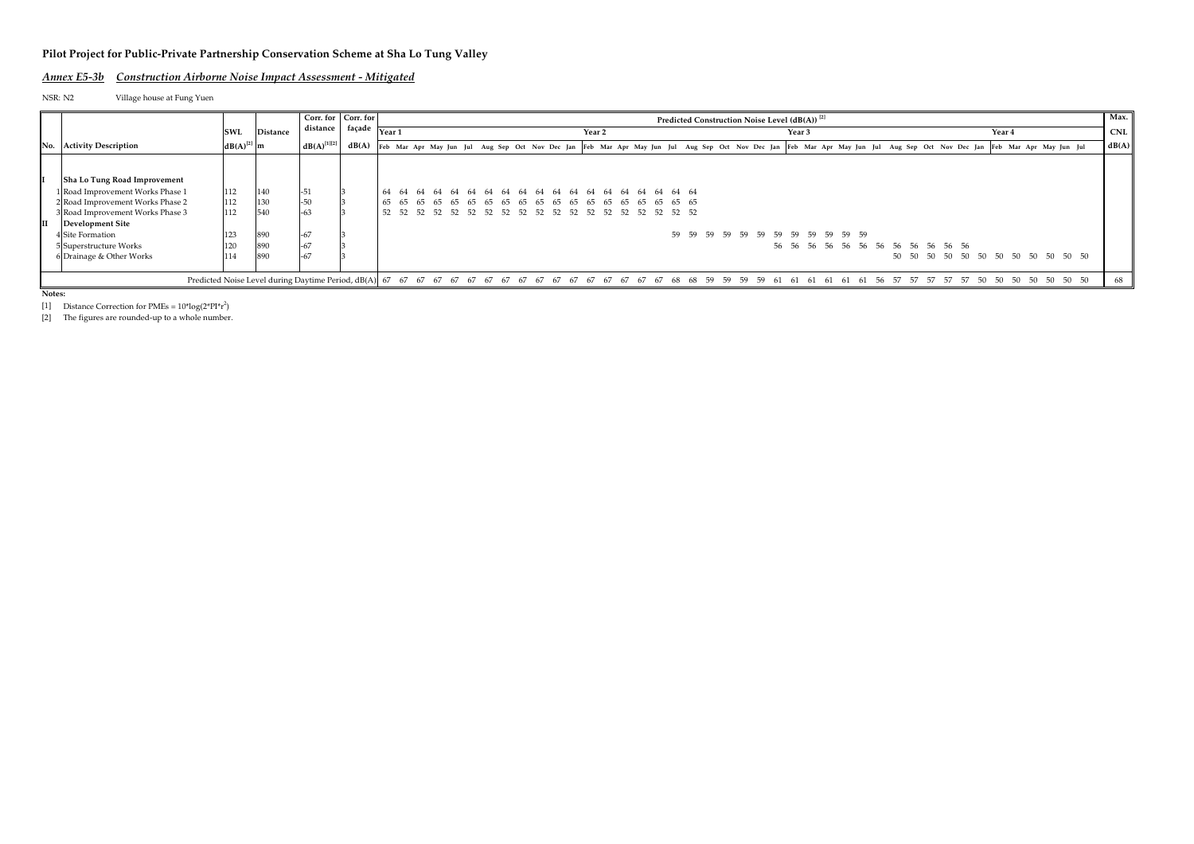**Pilot Project for Public-Private Partnership Conservation Scheme at Sha Lo Tung Valley**

***Annex E5-3b Construction Airborne Noise Impact Assessment - Mitigated***

NSR: N2 Village house at Fung Yuen

| No. | Activity Description | SWL | Distance | Corr. for distance | Corr. for façade | Predicted Construction Noise Level (dB(A)) [2] | | | | | | | | | | | | | | | | | | | | | | | | | | | | | | | | | | | | | | | | | | Max. CNL |
|---|---|---|---|---|---|---|---|---|---|---|---|---|---|---|---|---|---|---|---|---|---|---|---|---|---|---|---|---|---|---|---|---|---|---|---|---|---|---|---|---|---|---|---|---|---|---|---|---|
| | | | | | | Year 1 | | | | | | | | | | | | Year 2 | | | | | | | | | | | | Year 3 | | | | | | | | | | | | Year 4 | | | | | | |
| | | dB(A)[2] | m | dB(A)[1][2] | dB(A) | Feb | Mar | Apr | May | Jun | Jul | Aug | Sep | Oct | Nov | Dec | Jan | Feb | Mar | Apr | May | Jun | Jul | Aug | Sep | Oct | Nov | Dec | Jan | Feb | Mar | Apr | May | Jun | Jul | Aug | Sep | Oct | Nov | Dec | Jan | Feb | Mar | Apr | May | Jun | Jul | dB(A) |
| I | **Sha Lo Tung Road Improvement** | | | | | | | | | | | | | | | | | | | | | | | | | | | | | | | | | | | | | | | | | | | | | | | |
| 1 | Road Improvement Works Phase 1 | 112 | 140 | -51 | 3 | 64 | 64 | 64 | 64 | 64 | 64 | 64 | 64 | 64 | 64 | 64 | 64 | 64 | 64 | 64 | 64 | 64 | 64 | 64 | | | | | | | | | | | | | | | | | | | | | | | | |
| 2 | Road Improvement Works Phase 2 | 112 | 130 | -50 | 3 | 65 | 65 | 65 | 65 | 65 | 65 | 65 | 65 | 65 | 65 | 65 | 65 | 65 | 65 | 65 | 65 | 65 | 65 | 65 | | | | | | | | | | | | | | | | | | | | | | | | |
| 3 | Road Improvement Works Phase 3 | 112 | 540 | -63 | 3 | 52 | 52 | 52 | 52 | 52 | 52 | 52 | 52 | 52 | 52 | 52 | 52 | 52 | 52 | 52 | 52 | 52 | 52 | 52 | | | | | | | | | | | | | | | | | | | | | | | | |
| II | **Development Site** | | | | | | | | | | | | | | | | | | | | | | | | | | | | | | | | | | | | | | | | | | | | | | | |
| 4 | Site Formation | 123 | 890 | -67 | 3 | | | | | | | | | | | | | | | | | | 59 | 59 | 59 | 59 | 59 | 59 | 59 | 59 | 59 | 59 | 59 | 59 | | | | | | | | | | | | | | |
| 5 | Superstructure Works | 120 | 890 | -67 | 3 | | | | | | | | | | | | | | | | | | | | | | | | 56 | 56 | 56 | 56 | 56 | 56 | 56 | 56 | 56 | 56 | 56 | 56 | | | | | | | | |
| 6 | Drainage & Other Works | 114 | 890 | -67 | 3 | | | | | | | | | | | | | | | | | | | | | | | | | | | | | | | 50 | 50 | 50 | 50 | 50 | 50 | 50 | 50 | 50 | 50 | 50 | 50 | |
| | Predicted Noise Level during Daytime Period, dB(A) | | | | | 67 | 67 | 67 | 67 | 67 | 67 | 67 | 67 | 67 | 67 | 67 | 67 | 67 | 67 | 67 | 67 | 67 | 68 | 68 | 59 | 59 | 59 | 59 | 61 | 61 | 61 | 61 | 61 | 61 | 56 | 57 | 57 | 57 | 57 | 57 | 50 | 50 | 50 | 50 | 50 | 50 | 50 | 68 |

**Notes:**

[1] Distance Correction for PMEs = $10*\log(2*PI*r^2)$

[2] The figures are rounded-up to a whole number.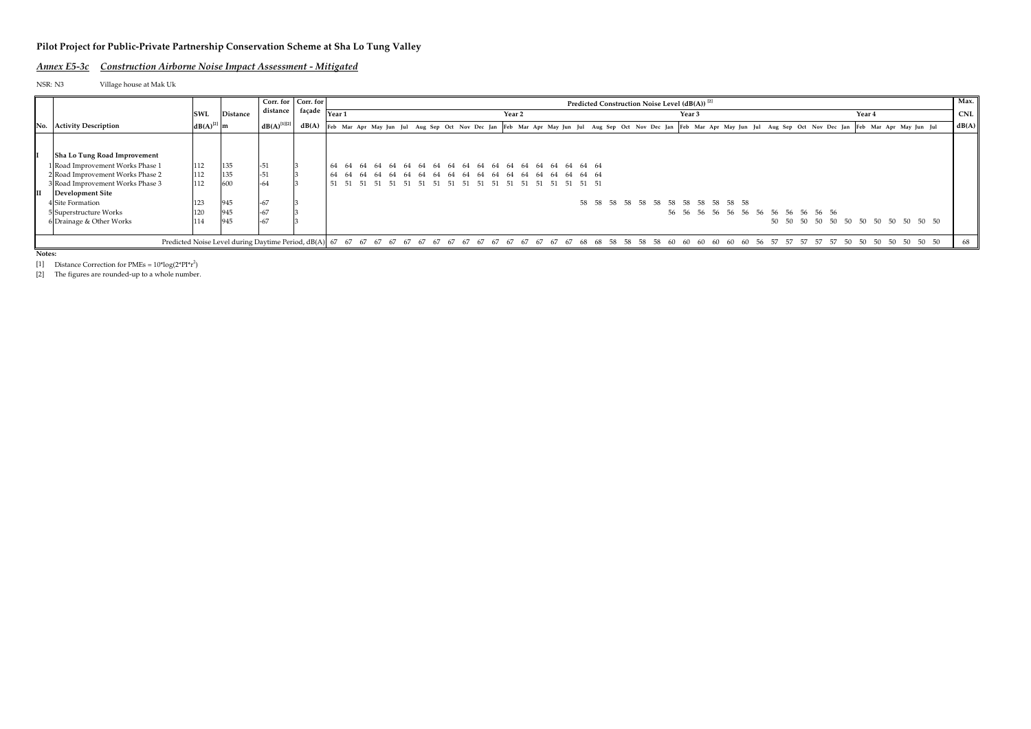**Pilot Project for Public-Private Partnership Conservation Scheme at Sha Lo Tung Valley**

***Annex E5-3c Construction Airborne Noise Impact Assessment - Mitigated***

NSR: N3 Village house at Mak Uk

| No. | Activity Description | SWL | Distance | Corr. for distance | Corr. for façade | Predicted Construction Noise Level (dB(A)) [2] | | | | | | | | | | | | | | | | | | | | | | | | | | | | | | | | | | | | | | | | | | Max. CNL |
|---|---|---|---|---|---|---|---|---|---|---|---|---|---|---|---|---|---|---|---|---|---|---|---|---|---|---|---|---|---|---|---|---|---|---|---|---|---|---|---|---|---|---|---|---|---|---|---|
| | | | | | | Year 1 | | | | | | | | | | | | Year 2 | | | | | | | | | | | | Year 3 | | | | | | | | | | | | Year 4 | | | | | | |
| | | dB(A)[2] | m | dB(A)[1][2] | dB(A) | Feb | Mar | Apr | May | Jun | Jul | Aug | Sep | Oct | Nov | Dec | Jan | Feb | Mar | Apr | May | Jun | Jul | Aug | Sep | Oct | Nov | Dec | Jan | Feb | Mar | Apr | May | Jun | Jul | Aug | Sep | Oct | Nov | Dec | Jan | Feb | Mar | Apr | May | Jun | Jul | dB(A) |
| **I** | **Sha Lo Tung Road Improvement** | | | | | | | | | | | | | | | | | | | | | | | | | | | | | | | | | | | | | | | | | | | | | | | |
| 1 | Road Improvement Works Phase 1 | 112 | 135 | -51 | 3 | 64 | 64 | 64 | 64 | 64 | 64 | 64 | 64 | 64 | 64 | 64 | 64 | 64 | 64 | 64 | 64 | 64 | 64 | 64 | 64 | | | | | | | | | | | | | | | | | | | | | | |
| 2 | Road Improvement Works Phase 2 | 112 | 135 | -51 | 3 | 64 | 64 | 64 | 64 | 64 | 64 | 64 | 64 | 64 | 64 | 64 | 64 | 64 | 64 | 64 | 64 | 64 | 64 | 64 | 64 | | | | | | | | | | | | | | | | | | | | | | |
| 3 | Road Improvement Works Phase 3 | 112 | 600 | -64 | 3 | 51 | 51 | 51 | 51 | 51 | 51 | 51 | 51 | 51 | 51 | 51 | 51 | 51 | 51 | 51 | 51 | 51 | 51 | 51 | 51 | | | | | | | | | | | | | | | | | | | | | | |
| **II** | **Development Site** | | | | | | | | | | | | | | | | | | | | | | | | | | | | | | | | | | | | | | | | | | | | | | |
| 4 | Site Formation | 123 | 945 | -67 | 3 | | | | | | | | | | | | | | | | | | | 58 | 58 | 58 | 58 | 58 | 58 | 58 | 58 | 58 | 58 | 58 | 58 | | | | | | | | | | | | |
| 5 | Superstructure Works | 120 | 945 | -67 | 3 | | | | | | | | | | | | | | | | | | | | | | | | | 56 | 56 | 56 | 56 | 56 | 56 | 56 | 56 | 56 | 56 | 56 | 56 | | | | | | |
| 6 | Drainage & Other Works | 114 | 945 | -67 | 3 | | | | | | | | | | | | | | | | | | | | | | | | | | | | | | | | 50 | 50 | 50 | 50 | 50 | 50 | 50 | 50 | 50 | 50 | 50 |
| | Predicted Noise Level during Daytime Period, dB(A) | | | | | 67 | 67 | 67 | 67 | 67 | 67 | 67 | 67 | 67 | 67 | 67 | 67 | 67 | 67 | 67 | 67 | 67 | 67 | 68 | 68 | 58 | 58 | 58 | 58 | 60 | 60 | 60 | 60 | 60 | 60 | 56 | 57 | 57 | 57 | 57 | 57 | 50 | 50 | 50 | 50 | 50 | 50 | 68 |

**Notes:**

[1] Distance Correction for PMEs = $10*\log(2*PI*r^2)$

[2] The figures are rounded-up to a whole number.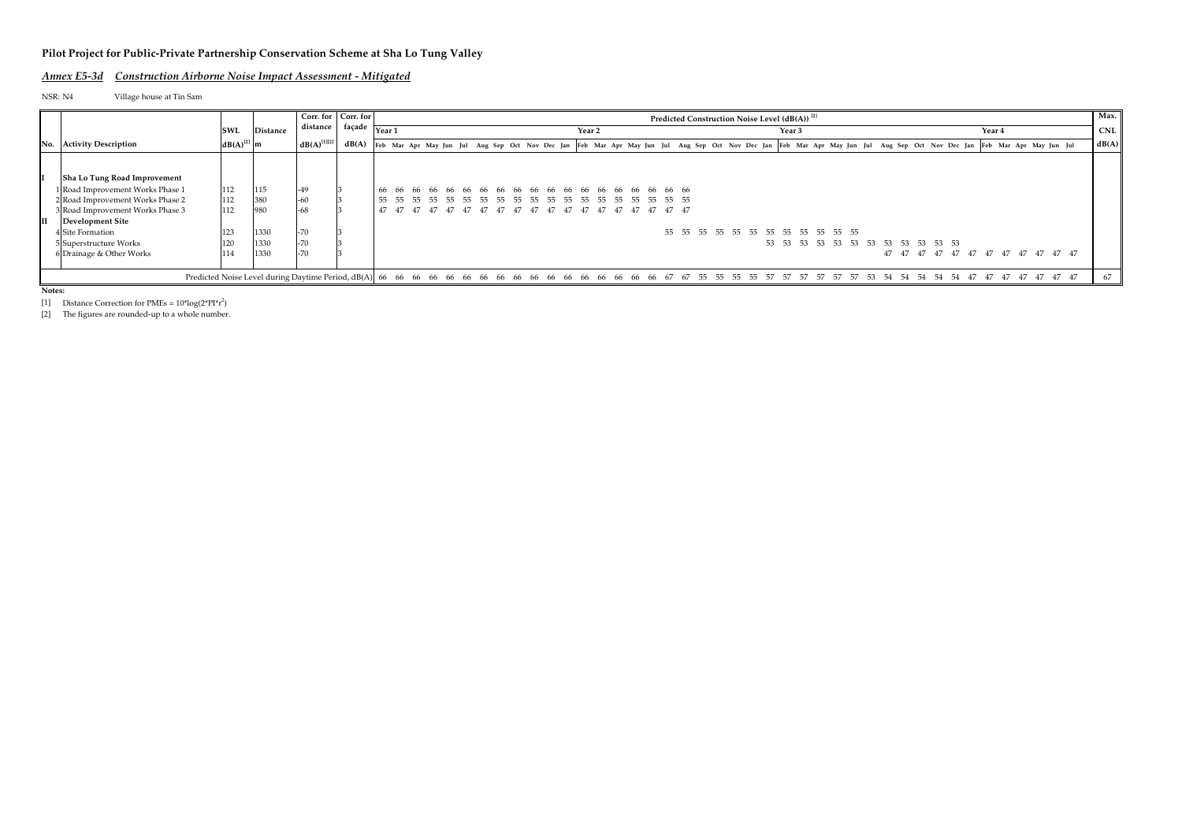**Pilot Project for Public-Private Partnership Conservation Scheme at Sha Lo Tung Valley**

***Annex E5-3d Construction Airborne Noise Impact Assessment - Mitigated***

NSR: N4 Village house at Tin Sam

| No. | Activity Description | SWL | Distance | Corr. for distance | Corr. for façade | Predicted Construction Noise Level (dB(A)) [2] | | | | | | | | | | | | | | | | | | | | | | | | | | | | | | | | | | | | | | | | | | | | | | Max. CNL |
|---|---|---|---|---|---|---|---|---|---|---|---|---|---|---|---|---|---|---|---|---|---|---|---|---|---|---|---|---|---|---|---|---|---|---|---|---|---|---|---|---|---|---|---|---|---|---|---|---|
| | | | | | | Year 1 | | | | | | | | | | | | Year 2 | | | | | | | | | | | | Year 3 | | | | | | | | | | | | Year 4 | | | | | | |
| | | dB(A)[2] | m | dB(A)[1][2] | dB(A) | Feb | Mar | Apr | May | Jun | Jul | Aug | Sep | Oct | Nov | Dec | Jan | Feb | Mar | Apr | May | Jun | Jul | Aug | Sep | Oct | Nov | Dec | Jan | Feb | Mar | Apr | May | Jun | Jul | Aug | Sep | Oct | Nov | Dec | Jan | Feb | Mar | Apr | May | Jun | Jul | dB(A) |
| I | Sha Lo Tung Road Improvement | | | | | | | | | | | | | | | | | | | | | | | | | | | | | | | | | | | | | | | | | | | | | | | |
| 1 | Road Improvement Works Phase 1 | 112 | 115 | -49 | 3 | 66 | 66 | 66 | 66 | 66 | 66 | 66 | 66 | 66 | 66 | 66 | 66 | 66 | 66 | 66 | 66 | 66 | 66 | | | | | | | | | | | | | | | | | | | | | | | | | |
| 2 | Road Improvement Works Phase 2 | 112 | 380 | -60 | 3 | 55 | 55 | 55 | 55 | 55 | 55 | 55 | 55 | 55 | 55 | 55 | 55 | 55 | 55 | 55 | 55 | 55 | 55 | | | | | | | | | | | | | | | | | | | | | | | | | |
| 3 | Road Improvement Works Phase 3 | 112 | 980 | -68 | 3 | 47 | 47 | 47 | 47 | 47 | 47 | 47 | 47 | 47 | 47 | 47 | 47 | 47 | 47 | 47 | 47 | 47 | 47 | | | | | | | | | | | | | | | | | | | | | | | | | |
| II | Development Site | | | | | | | | | | | | | | | | | | | | | | | | | | | | | | | | | | | | | | | | | | | | | | | |
| 4 | Site Formation | 123 | 1330 | -70 | 3 | | | | | | | | | | | | | | | | | 55 | 55 | 55 | 55 | 55 | 55 | 55 | 55 | 55 | 55 | 55 | 55 | | | | | | | | | | | | | | | |
| 5 | Superstructure Works | 120 | 1330 | -70 | 3 | | | | | | | | | | | | | | | | | | | | | | | 53 | 53 | 53 | 53 | 53 | 53 | 53 | 53 | 53 | 53 | 53 | 53 | | | | | | | | | |
| 6 | Drainage & Other Works | 114 | 1330 | -70 | 3 | | | | | | | | | | | | | | | | | | | | | | | | | | | | | | 47 | 47 | 47 | 47 | 47 | 47 | 47 | 47 | 47 | 47 | 47 | 47 | 47 | |
| | Predicted Noise Level during Daytime Period, dB(A) | | | | | 66 | 66 | 66 | 66 | 66 | 66 | 66 | 66 | 66 | 66 | 66 | 66 | 66 | 66 | 66 | 66 | 67 | 67 | 55 | 55 | 55 | 55 | 57 | 57 | 57 | 57 | 57 | 57 | 53 | 54 | 54 | 54 | 54 | 54 | 47 | 47 | 47 | 47 | 47 | 47 | 47 | 47 | 67 |

**Notes:**

[1] Distance Correction for PMEs = $10*\log(2*PI*r^2)$

[2] The figures are rounded-up to a whole number.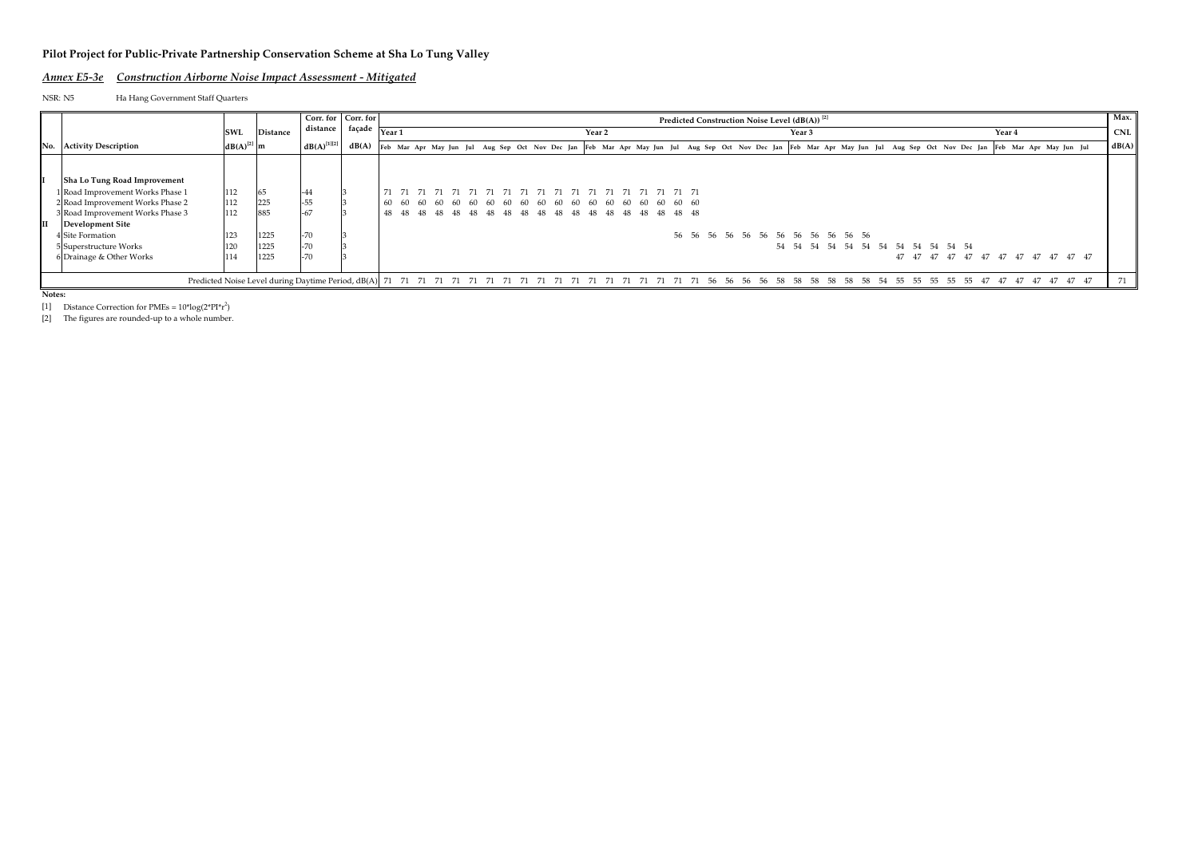## Pilot Project for Public-Private Partnership Conservation Scheme at Sha Lo Tung Valley

### *Annex E5-3e Construction Airborne Noise Impact Assessment - Mitigated*

NSR: N5 Ha Hang Government Staff Quarters

| No. | Activity Description | SWL dB(A)[2] | Distance m | Corr. for distance dB(A)[1][2] | Corr. for façade dB(A) | Year 1 | | | | | | | | | | | | Year 2 | | | | | | | | | | | | Year 3 | | | | | | | | | | | | Year 4 | | | | | | Max. CNL dB(A) |
|---|---|---|---|---|---|---|---|---|---|---|---|---|---|---|---|---|---|---|---|---|---|---|---|---|---|---|---|---|---|---|---|---|---|---|---|---|---|---|---|---|---|---|---|---|---|---|---|---|
| | | | | | | Feb | Mar | Apr | May | Jun | Jul | Aug | Sep | Oct | Nov | Dec | Jan | Feb | Mar | Apr | May | Jun | Jul | Aug | Sep | Oct | Nov | Dec | Jan | Feb | Mar | Apr | May | Jun | Jul | Aug | Sep | Oct | Nov | Dec | Jan | Feb | Mar | Apr | May | Jun | Jul | |
| I | **Sha Lo Tung Road Improvement** | | | | | | | | | | | | | | | | | | | | | | | | | | | | | | | | | | | | | | | | | | | | | | | |
| 1 | Road Improvement Works Phase 1 | 112 | 65 | -44 | 3 | 71 | 71 | 71 | 71 | 71 | 71 | 71 | 71 | 71 | 71 | 71 | 71 | 71 | 71 | 71 | 71 | 71 | 71 | 71 | | | | | | | | | | | | | | | | | | | | | | | | |
| 2 | Road Improvement Works Phase 2 | 112 | 225 | -55 | 3 | 60 | 60 | 60 | 60 | 60 | 60 | 60 | 60 | 60 | 60 | 60 | 60 | 60 | 60 | 60 | 60 | 60 | 60 | 60 | | | | | | | | | | | | | | | | | | | | | | | | |
| 3 | Road Improvement Works Phase 3 | 112 | 885 | -67 | 3 | 48 | 48 | 48 | 48 | 48 | 48 | 48 | 48 | 48 | 48 | 48 | 48 | 48 | 48 | 48 | 48 | 48 | 48 | 48 | | | | | | | | | | | | | | | | | | | | | | | | |
| II | **Development Site** | | | | | | | | | | | | | | | | | | | | | | | | | | | | | | | | | | | | | | | | | | | | | | | |
| 4 | Site Formation | 123 | 1225 | -70 | 3 | | | | | | | | | | | | | | | | | | 56 | 56 | 56 | 56 | 56 | 56 | 56 | 56 | 56 | 56 | 56 | 56 | | | | | | | | | | | | | | |
| 5 | Superstructure Works | 120 | 1225 | -70 | 3 | | | | | | | | | | | | | | | | | | | | | | | | 54 | 54 | 54 | 54 | 54 | 54 | 54 | 54 | 54 | 54 | 54 | 54 | | | | | | | | |
| 6 | Drainage & Other Works | 114 | 1225 | -70 | 3 | | | | | | | | | | | | | | | | | | | | | | | | | | | | | | | 47 | 47 | 47 | 47 | 47 | 47 | 47 | 47 | 47 | 47 | 47 | 47 | |
| | Predicted Noise Level during Daytime Period, dB(A) | | | | | 71 | 71 | 71 | 71 | 71 | 71 | 71 | 71 | 71 | 71 | 71 | 71 | 71 | 71 | 71 | 71 | 71 | 71 | 71 | 56 | 56 | 56 | 56 | 58 | 58 | 58 | 58 | 58 | 58 | 54 | 55 | 55 | 55 | 55 | 55 | 47 | 47 | 47 | 47 | 47 | 47 | 47 | 71 |

**Notes:**

[1] Distance Correction for PMEs = 10*log(2*PI*r$^2$)

[2] The figures are rounded-up to a whole number.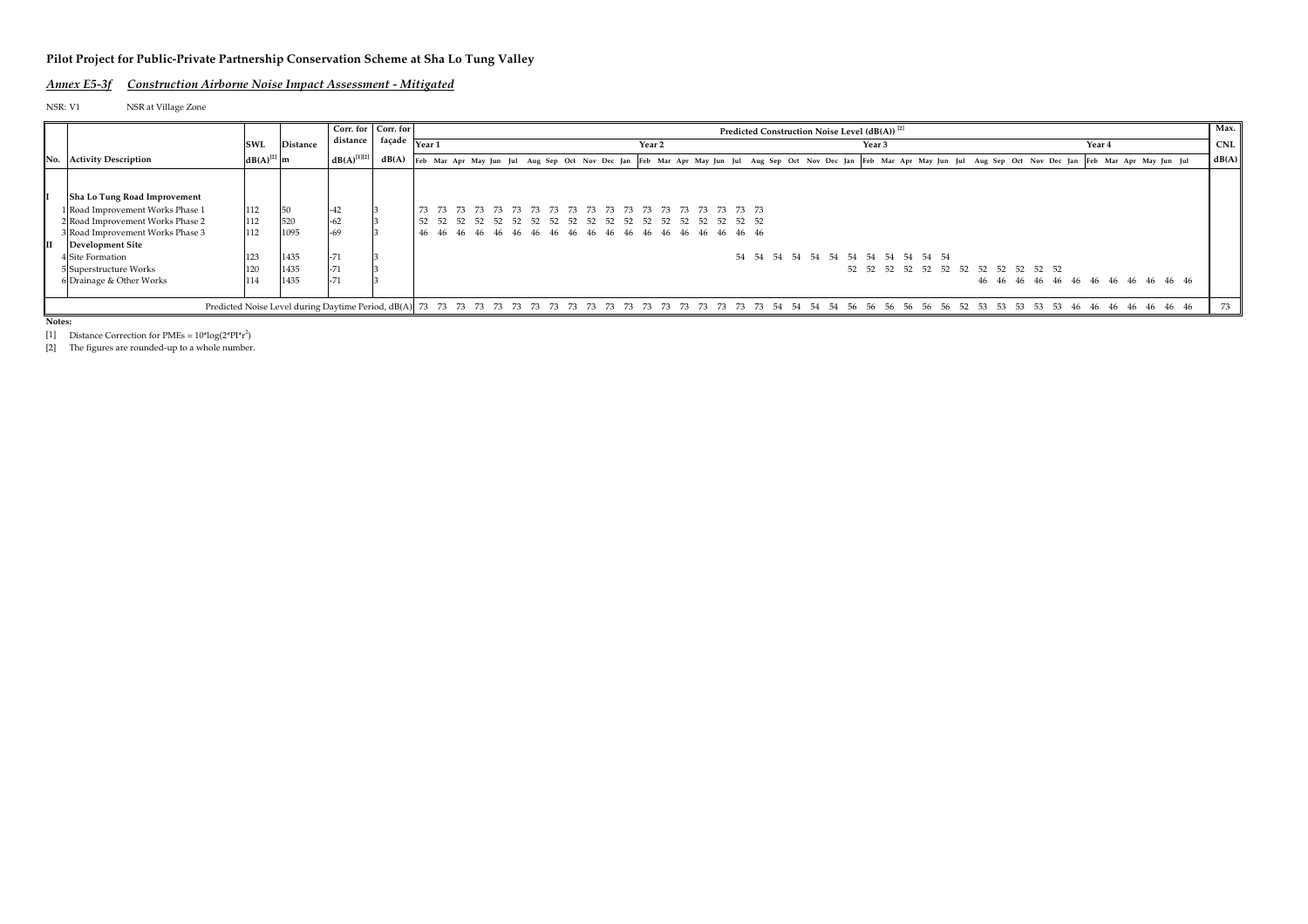**Pilot Project for Public-Private Partnership Conservation Scheme at Sha Lo Tung Valley**

***Annex E5-3f Construction Airborne Noise Impact Assessment - Mitigated***

NSR: V1 NSR at Village Zone

| No. | Activity Description | SWL | Distance | Corr. for distance | Corr. for façade | Predicted Construction Noise Level (dB(A)) [2] | | | | | | | | | | | | | | | | | | | | | | | | | | | | | | | | | | | | | | | | | | | | | | Max. CNL |
|---|---|---|---|---|---|---|---|---|---|---|---|---|---|---|---|---|---|---|---|---|---|---|---|---|---|---|---|---|---|---|---|---|---|---|---|---|---|---|---|---|---|---|---|---|---|---|---|---|
| | | | | | | Year 1 | | | | | | | | | | | | Year 2 | | | | | | | | | | | | Year 3 | | | | | | | | | | | | Year 4 | | | | | | |
| | | dB(A)[2] | m | dB(A)[1][2] | dB(A) | Feb | Mar | Apr | May | Jun | Jul | Aug | Sep | Oct | Nov | Dec | Jan | Feb | Mar | Apr | May | Jun | Jul | Aug | Sep | Oct | Nov | Dec | Jan | Feb | Mar | Apr | May | Jun | Jul | Aug | Sep | Oct | Nov | Dec | Jan | Feb | Mar | Apr | May | Jun | Jul | dB(A) |
| I | **Sha Lo Tung Road Improvement** | | | | | | | | | | | | | | | | | | | | | | | | | | | | | | | | | | | | | | | | | | | | | | | |
| 1 | Road Improvement Works Phase 1 | 112 | 50 | -42 | 3 | 73 | 73 | 73 | 73 | 73 | 73 | 73 | 73 | 73 | 73 | 73 | 73 | 73 | 73 | 73 | 73 | 73 | 73 | | | | | | | | | | | | | | | | | | | | | | | | | |
| 2 | Road Improvement Works Phase 2 | 112 | 520 | -62 | 3 | 52 | 52 | 52 | 52 | 52 | 52 | 52 | 52 | 52 | 52 | 52 | 52 | 52 | 52 | 52 | 52 | 52 | 52 | | | | | | | | | | | | | | | | | | | | | | | | | |
| 3 | Road Improvement Works Phase 3 | 112 | 1095 | -69 | 3 | 46 | 46 | 46 | 46 | 46 | 46 | 46 | 46 | 46 | 46 | 46 | 46 | 46 | 46 | 46 | 46 | 46 | 46 | | | | | | | | | | | | | | | | | | | | | | | | | |
| II | **Development Site** | | | | | | | | | | | | | | | | | | | | | | | | | | | | | | | | | | | | | | | | | | | | | | | |
| 4 | Site Formation | 123 | 1435 | -71 | 3 | | | | | | | | | | | | | | | | | 54 | 54 | 54 | 54 | 54 | 54 | 54 | 54 | 54 | 54 | 54 | 54 | | | | | | | | | | | | | | | |
| 5 | Superstructure Works | 120 | 1435 | -71 | 3 | | | | | | | | | | | | | | | | | | | | | | | 52 | 52 | 52 | 52 | 52 | 52 | 52 | 52 | 52 | 52 | 52 | 52 | | | | | | | | | |
| 6 | Drainage & Other Works | 114 | 1435 | -71 | 3 | | | | | | | | | | | | | | | | | | | | | | | | | | | | | | 46 | 46 | 46 | 46 | 46 | 46 | 46 | 46 | 46 | 46 | 46 | 46 | 46 | |
| | Predicted Noise Level during Daytime Period, dB(A) | | | | | 73 | 73 | 73 | 73 | 73 | 73 | 73 | 73 | 73 | 73 | 73 | 73 | 73 | 73 | 73 | 73 | 73 | 73 | 54 | 54 | 54 | 54 | 56 | 56 | 56 | 56 | 56 | 56 | 52 | 53 | 53 | 53 | 53 | 53 | 46 | 46 | 46 | 46 | 46 | 46 | 46 | 46 | 73 |

**Notes:**

[1] Distance Correction for PMEs = $10*\log(2*PI*r^2)$

[2] The figures are rounded-up to a whole number.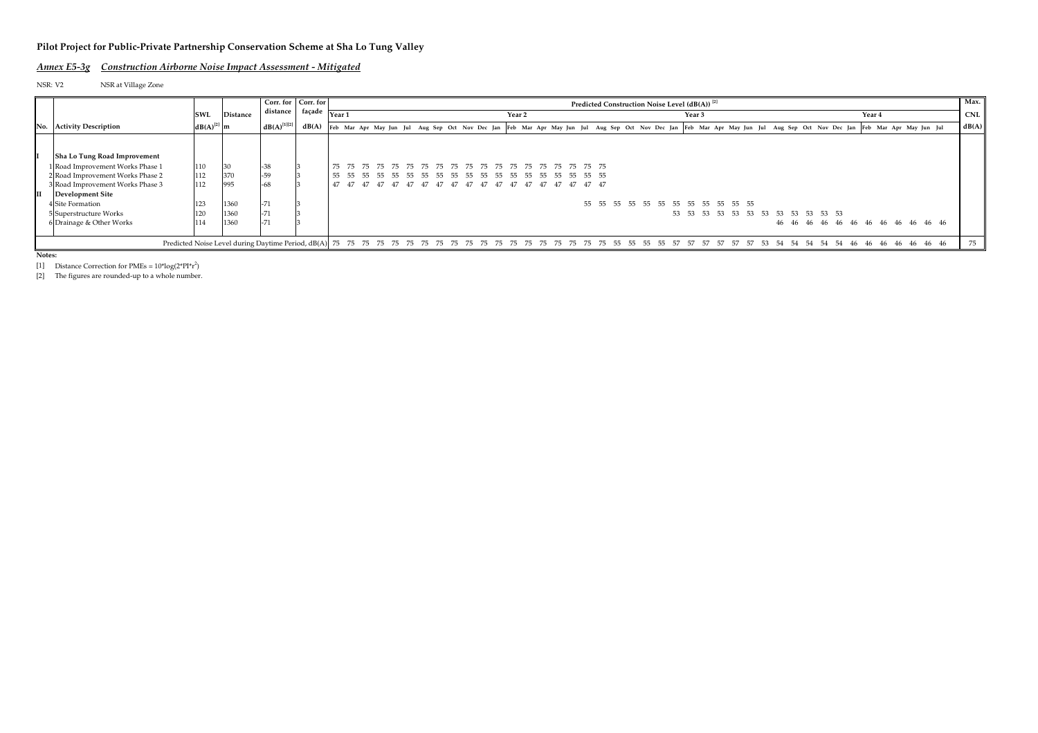# Pilot Project for Public-Private Partnership Conservation Scheme at Sha Lo Tung Valley

## *Annex E5-3g Construction Airborne Noise Impact Assessment - Mitigated*

NSR: V2 NSR at Village Zone

| No. | Activity Description | SWL | Distance | Corr. for distance | Corr. for façade | Predicted Construction Noise Level (dB(A)) [2] | | | | | | | | | | | | | | | | | | | | | | | | | | | | | | | | | | | | | | | | | | Max. CNL |
|---|---|---|---|---|---|---|---|---|---|---|---|---|---|---|---|---|---|---|---|---|---|---|---|---|---|---|---|---|---|---|---|---|---|---|---|---|---|---|---|---|---|---|---|---|---|---|---|---|
| | | | | | | Year 1 | | | | | | | | | | | | Year 2 | | | | | | | | | | | | Year 3 | | | | | | | | | | | | Year 4 | | | | | | |
| No. | Activity Description | dB(A)[2] | m | dB(A)[1][2] | dB(A) | Feb | Mar | Apr | May | Jun | Jul | Aug | Sep | Oct | Nov | Dec | Jan | Feb | Mar | Apr | May | Jun | Jul | Aug | Sep | Oct | Nov | Dec | Jan | Feb | Mar | Apr | May | Jun | Jul | Aug | Sep | Oct | Nov | Dec | Jan | Feb | Mar | Apr | May | Jun | Jul | dB(A) |
| **I** | **Sha Lo Tung Road Improvement** | | | | | | | | | | | | | | | | | | | | | | | | | | | | | | | | | | | | | | | | | | | | | | | |
| 1 | Road Improvement Works Phase 1 | 110 | 30 | -38 | 3 | 75 | 75 | 75 | 75 | 75 | 75 | 75 | 75 | 75 | 75 | 75 | 75 | 75 | 75 | 75 | 75 | 75 | 75 | 75 | | | | | | | | | | | | | | | | | | | | | | | | |
| 2 | Road Improvement Works Phase 2 | 112 | 370 | -59 | 3 | 55 | 55 | 55 | 55 | 55 | 55 | 55 | 55 | 55 | 55 | 55 | 55 | 55 | 55 | 55 | 55 | 55 | 55 | 55 | | | | | | | | | | | | | | | | | | | | | | | | |
| 3 | Road Improvement Works Phase 3 | 112 | 995 | -68 | 3 | 47 | 47 | 47 | 47 | 47 | 47 | 47 | 47 | 47 | 47 | 47 | 47 | 47 | 47 | 47 | 47 | 47 | 47 | 47 | | | | | | | | | | | | | | | | | | | | | | | | |
| **II** | **Development Site** | | | | | | | | | | | | | | | | | | | | | | | | | | | | | | | | | | | | | | | | | | | | | | | |
| 4 | Site Formation | 123 | 1360 | -71 | 3 | | | | | | | | | | | | | | | | | | 55 | 55 | 55 | 55 | 55 | 55 | 55 | 55 | 55 | 55 | 55 | 55 | 55 | | | | | | | | | | | | | |
| 5 | Superstructure Works | 120 | 1360 | -71 | 3 | | | | | | | | | | | | | | | | | | | | | | | | 53 | 53 | 53 | 53 | 53 | 53 | 53 | 53 | 53 | 53 | 53 | 53 | 53 | | | | | | | |
| 6 | Drainage & Other Works | 114 | 1360 | -71 | 3 | | | | | | | | | | | | | | | | | | | | | | | | | | | | | | | | 46 | 46 | 46 | 46 | 46 | 46 | 46 | 46 | 46 | 46 | 46 | |
| | Predicted Noise Level during Daytime Period, dB(A) | | | | | 75 | 75 | 75 | 75 | 75 | 75 | 75 | 75 | 75 | 75 | 75 | 75 | 75 | 75 | 75 | 75 | 75 | 75 | 75 | 55 | 55 | 55 | 55 | 57 | 57 | 57 | 57 | 57 | 57 | 57 | 53 | 54 | 54 | 54 | 54 | 54 | 46 | 46 | 46 | 46 | 46 | 46 | 75 |

**Notes:**

[1] Distance Correction for PMEs = $10*\log(2*PI*r^2)$

[2] The figures are rounded-up to a whole number.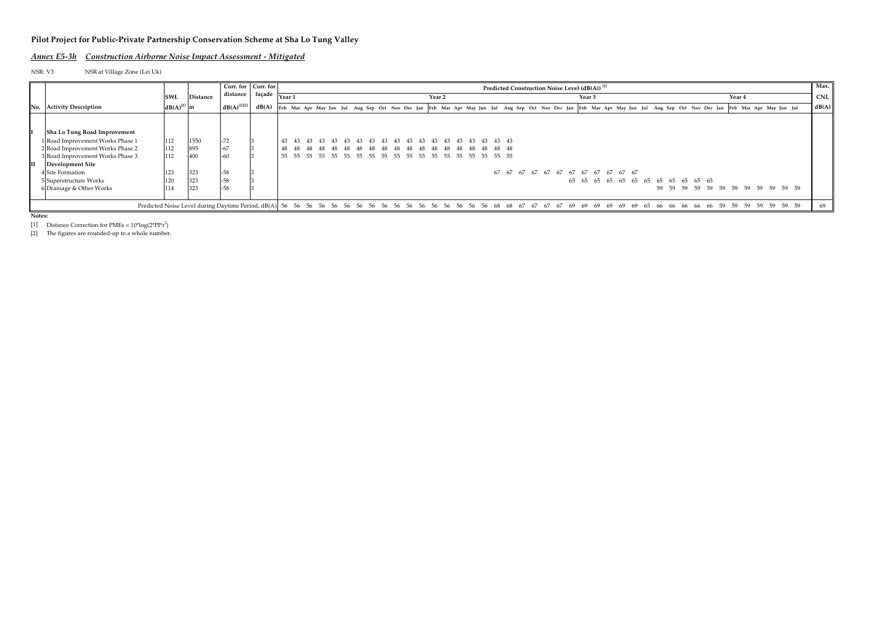# Pilot Project for Public-Private Partnership Conservation Scheme at Sha Lo Tung Valley

## *Annex E5-3h Construction Airborne Noise Impact Assessment - Mitigated*

NSR: V3 NSR at Village Zone (Lei Uk)

| No. | Activity Description | SWL dB(A)[2] | Distance m | Corr. for distance dB(A)[1][2] | Corr. for façade dB(A) | Predicted Construction Noise Level (dB(A)) [2] | | | | | | | | | | | | | | | | | | | | | | | | | | | | | | | | | | | | | | | | | | Max. CNL dB(A) |
|---|---|---|---|---|---|---|---|---|---|---|---|---|---|---|---|---|---|---|---|---|---|---|---|---|---|---|---|---|---|---|---|---|---|---|---|---|---|---|---|---|---|---|---|---|---|---|---|---|
| | | | | | | Year 1 | | | | | | | | | | | | Year 2 | | | | | | | | | | | | Year 3 | | | | | | | | | | | | Year 4 | | | | | | |
| | | | | | | Feb | Mar | Apr | May | Jun | Jul | Aug | Sep | Oct | Nov | Dec | Jan | Feb | Mar | Apr | May | Jun | Jul | Aug | Sep | Oct | Nov | Dec | Jan | Feb | Mar | Apr | May | Jun | Jul | Aug | Sep | Oct | Nov | Dec | Jan | Feb | Mar | Apr | May | Jun | Jul | |
| I | **Sha Lo Tung Road Improvement** | | | | | | | | | | | | | | | | | | | | | | | | | | | | | | | | | | | | | | | | | | | | | | | |
| 1 | Road Improvement Works Phase 1 | 112 | 1550 | -72 | 3 | 43 | 43 | 43 | 43 | 43 | 43 | 43 | 43 | 43 | 43 | 43 | 43 | 43 | 43 | 43 | 43 | 43 | 43 | 43 | | | | | | | | | | | | | | | | | | | | | | | | |
| 2 | Road Improvement Works Phase 2 | 112 | 895 | -67 | 3 | 48 | 48 | 48 | 48 | 48 | 48 | 48 | 48 | 48 | 48 | 48 | 48 | 48 | 48 | 48 | 48 | 48 | 48 | 48 | | | | | | | | | | | | | | | | | | | | | | | | |
| 3 | Road Improvement Works Phase 3 | 112 | 400 | -60 | 3 | 55 | 55 | 55 | 55 | 55 | 55 | 55 | 55 | 55 | 55 | 55 | 55 | 55 | 55 | 55 | 55 | 55 | 55 | 55 | | | | | | | | | | | | | | | | | | | | | | | | |
| II | **Development Site** | | | | | | | | | | | | | | | | | | | | | | | | | | | | | | | | | | | | | | | | | | | | | | | |
| 4 | Site Formation | 123 | 323 | -58 | 3 | | | | | | | | | | | | | | | | | | 67 | 67 | 67 | 67 | 67 | 67 | 67 | 67 | 67 | 67 | 67 | 67 | | | | | | | | | | | | | | |
| 5 | Superstructure Works | 120 | 323 | -58 | 3 | | | | | | | | | | | | | | | | | | | | | | | | 65 | 65 | 65 | 65 | 65 | 65 | 65 | 65 | 65 | 65 | 65 | 65 | | | | | | | | |
| 6 | Drainage & Other Works | 114 | 323 | -58 | 3 | | | | | | | | | | | | | | | | | | | | | | | | | | | | | | | 59 | 59 | 59 | 59 | 59 | 59 | 59 | 59 | 59 | 59 | 59 | 59 | |
| | Predicted Noise Level during Daytime Period, dB(A) | | | | | 56 | 56 | 56 | 56 | 56 | 56 | 56 | 56 | 56 | 56 | 56 | 56 | 56 | 56 | 56 | 56 | 56 | 68 | 68 | 67 | 67 | 67 | 67 | 67 | 69 | 69 | 69 | 69 | 69 | 69 | 65 | 66 | 66 | 66 | 66 | 59 | 59 | 59 | 59 | 59 | 59 | 59 | 69 |

**Notes:**

[1] Distance Correction for PMEs = $10*\log(2*PI*r^2)$

[2] The figures are rounded-up to a whole number.